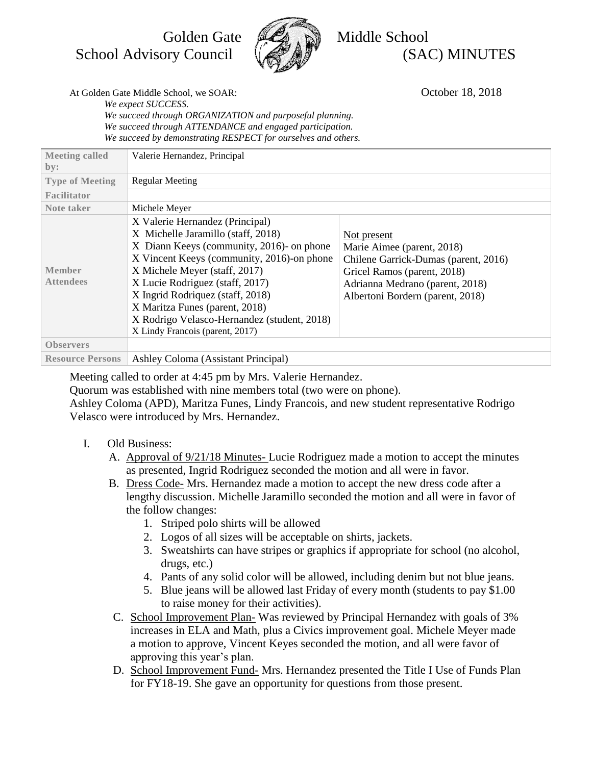# Golden Gate Middle School
# School Advisory Council (SAC) MINUTES

At Golden Gate Middle School, we SOAR: October 18, 2018

*We expect SUCCESS.*
*We succeed through ORGANIZATION and purposeful planning.*
*We succeed through ATTENDANCE and engaged participation.*
*We succeed by demonstrating RESPECT for ourselves and others.*

| | | |
|---|---|---|
| **Meeting called by:** | Valerie Hernandez, Principal | |
| **Type of Meeting** | Regular Meeting | |
| **Facilitator** | | |
| **Note taker** | Michele Meyer | |
| **Member Attendees** | X Valerie Hernandez (Principal)<br>X Michelle Jaramillo (staff, 2018)<br>X Diann Keeys (community, 2016)- on phone<br>X Vincent Keeys (community, 2016)-on phone<br>X Michele Meyer (staff, 2017)<br>X Lucie Rodriguez (staff, 2017)<br>X Ingrid Rodriquez (staff, 2018)<br>X Maritza Funes (parent, 2018)<br>X Rodrigo Velasco-Hernandez (student, 2018)<br>X Lindy Francois (parent, 2017) | Not present<br>Marie Aimee (parent, 2018)<br>Chilene Garrick-Dumas (parent, 2016)<br>Gricel Ramos (parent, 2018)<br>Adrianna Medrano (parent, 2018)<br>Albertoni Bordern (parent, 2018) |
| **Observers** | | |
| **Resource Persons** | Ashley Coloma (Assistant Principal) | |

Meeting called to order at 4:45 pm by Mrs. Valerie Hernandez.
Quorum was established with nine members total (two were on phone).
Ashley Coloma (APD), Maritza Funes, Lindy Francois, and new student representative Rodrigo Velasco were introduced by Mrs. Hernandez.

I. Old Business:
   A. Approval of 9/21/18 Minutes- Lucie Rodriguez made a motion to accept the minutes as presented, Ingrid Rodriguez seconded the motion and all were in favor.
   B. Dress Code- Mrs. Hernandez made a motion to accept the new dress code after a lengthy discussion. Michelle Jaramillo seconded the motion and all were in favor of the follow changes:
      1. Striped polo shirts will be allowed
      2. Logos of all sizes will be acceptable on shirts, jackets.
      3. Sweatshirts can have stripes or graphics if appropriate for school (no alcohol, drugs, etc.)
      4. Pants of any solid color will be allowed, including denim but not blue jeans.
      5. Blue jeans will be allowed last Friday of every month (students to pay $1.00 to raise money for their activities).
   C. School Improvement Plan- Was reviewed by Principal Hernandez with goals of 3% increases in ELA and Math, plus a Civics improvement goal. Michele Meyer made a motion to approve, Vincent Keyes seconded the motion, and all were favor of approving this year's plan.
   D. School Improvement Fund- Mrs. Hernandez presented the Title I Use of Funds Plan for FY18-19. She gave an opportunity for questions from those present.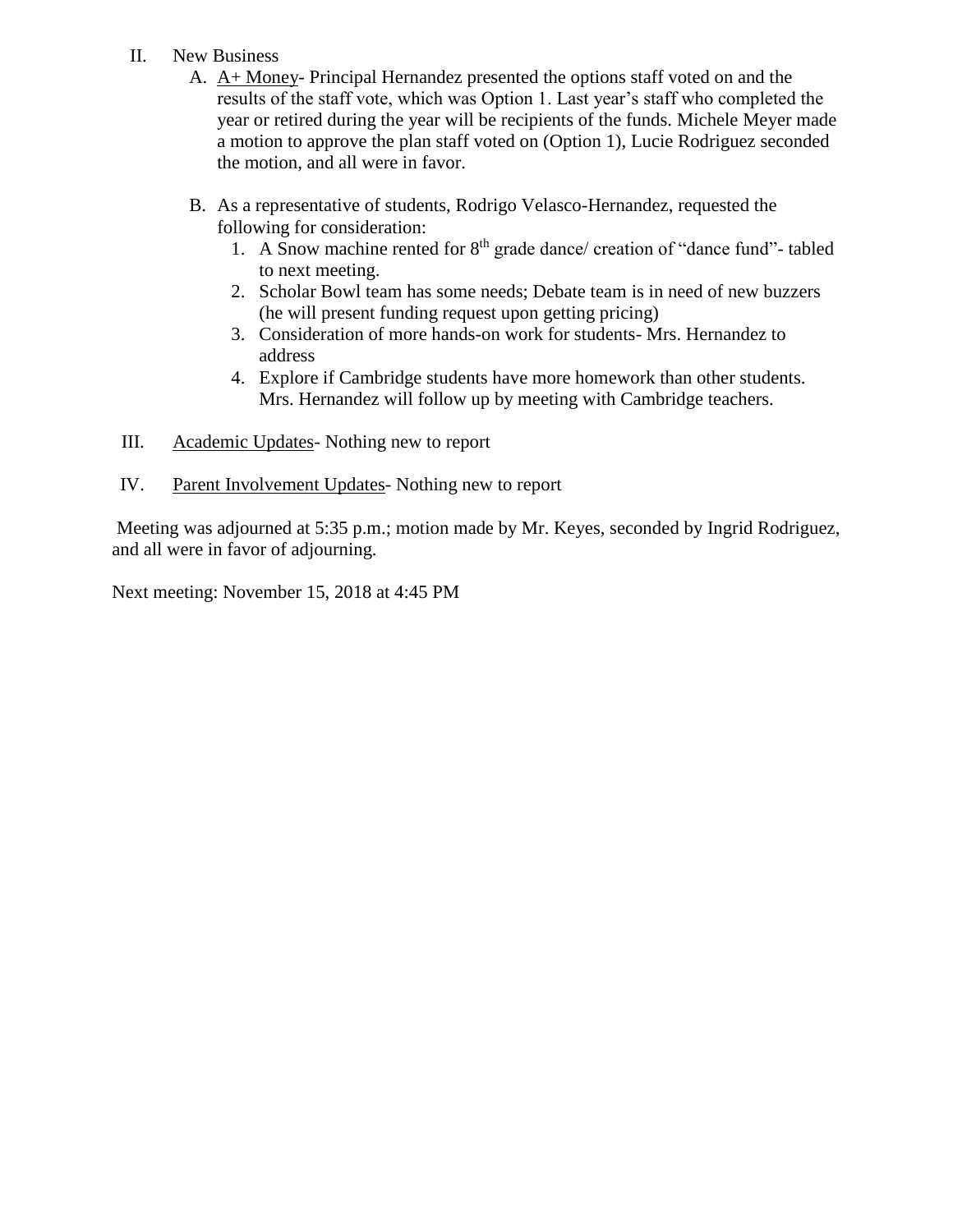II. New Business

   A. <u>A+ Money</u>- Principal Hernandez presented the options staff voted on and the results of the staff vote, which was Option 1. Last year's staff who completed the year or retired during the year will be recipients of the funds. Michele Meyer made a motion to approve the plan staff voted on (Option 1), Lucie Rodriguez seconded the motion, and all were in favor.

   B. As a representative of students, Rodrigo Velasco-Hernandez, requested the following for consideration:

      1. A Snow machine rented for 8th grade dance/ creation of "dance fund"- tabled to next meeting.
      2. Scholar Bowl team has some needs; Debate team is in need of new buzzers (he will present funding request upon getting pricing)
      3. Consideration of more hands-on work for students- Mrs. Hernandez to address
      4. Explore if Cambridge students have more homework than other students. Mrs. Hernandez will follow up by meeting with Cambridge teachers.

III. <u>Academic Updates</u>- Nothing new to report

IV. <u>Parent Involvement Updates</u>- Nothing new to report

Meeting was adjourned at 5:35 p.m.; motion made by Mr. Keyes, seconded by Ingrid Rodriguez, and all were in favor of adjourning.

Next meeting: November 15, 2018 at 4:45 PM